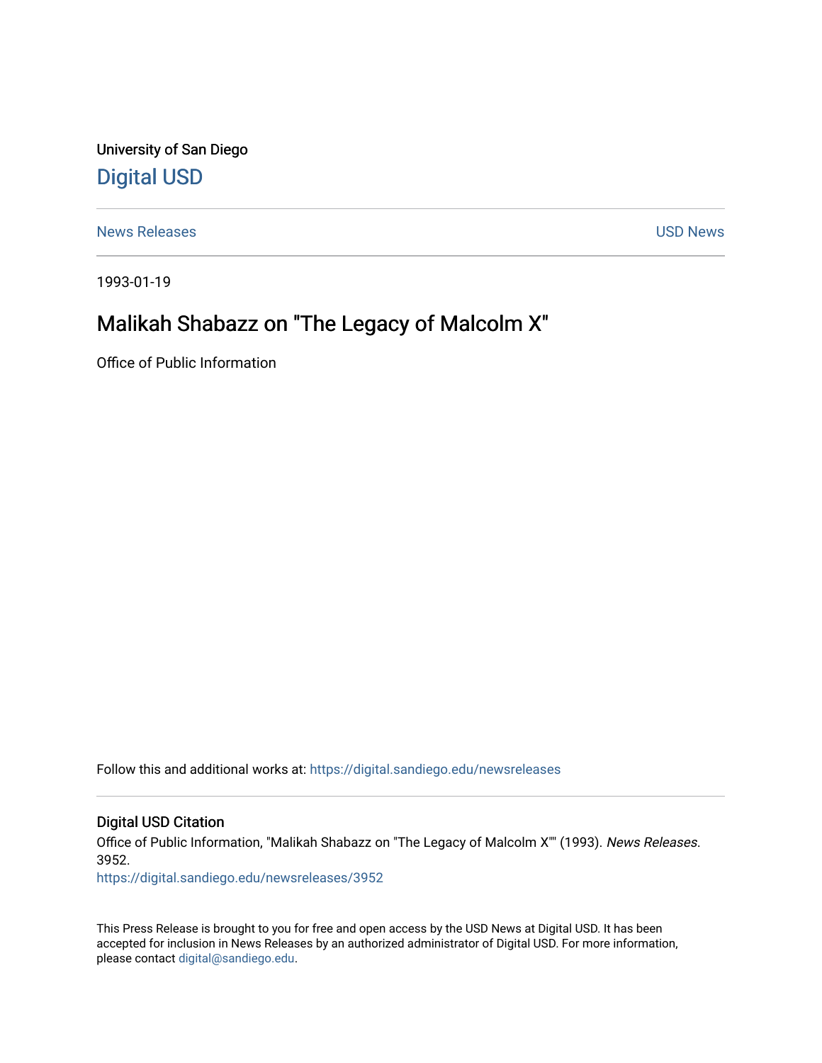University of San Diego

# Digital USD

News Releases

USD News

1993-01-19

## Malikah Shabazz on "The Legacy of Malcolm X"

Office of Public Information

Follow this and additional works at: https://digital.sandiego.edu/newsreleases

### Digital USD Citation

Office of Public Information, "Malikah Shabazz on "The Legacy of Malcolm X"" (1993). *News Releases*. 3952.
https://digital.sandiego.edu/newsreleases/3952

This Press Release is brought to you for free and open access by the USD News at Digital USD. It has been accepted for inclusion in News Releases by an authorized administrator of Digital USD. For more information, please contact digital@sandiego.edu.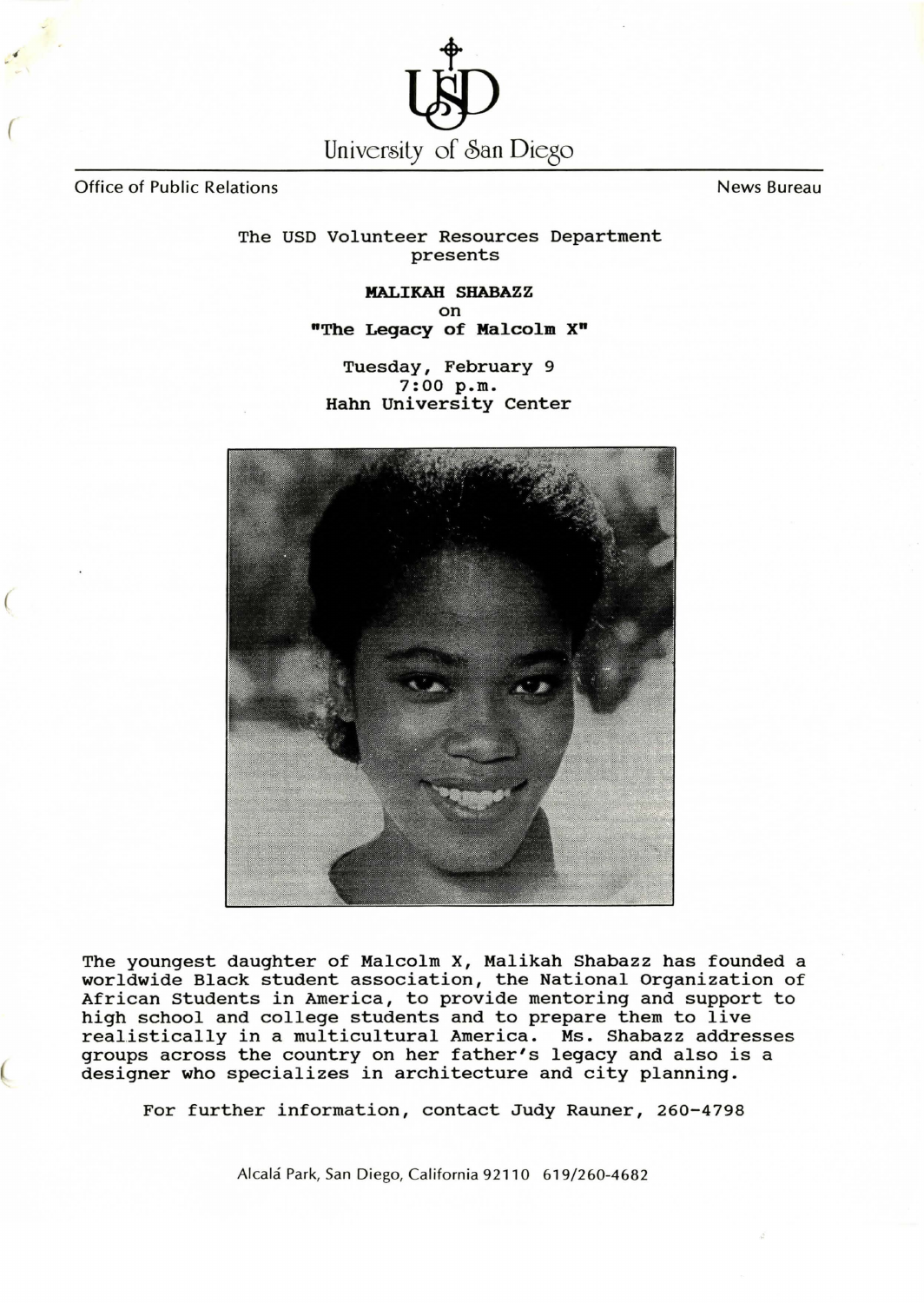University of San Diego

Office of Public Relations

News Bureau

The USD Volunteer Resources Department
presents

**MALIKAH SHABAZZ**
on
**"The Legacy of Malcolm X"**

Tuesday, February 9
7:00 p.m.
Hahn University Center

The youngest daughter of Malcolm X, Malikah Shabazz has founded a worldwide Black student association, the National Organization of African Students in America, to provide mentoring and support to high school and college students and to prepare them to live realistically in a multicultural America. Ms. Shabazz addresses groups across the country on her father's legacy and also is a designer who specializes in architecture and city planning.

For further information, contact Judy Rauner, 260-4798

Alcalá Park, San Diego, California 92110 619/260-4682